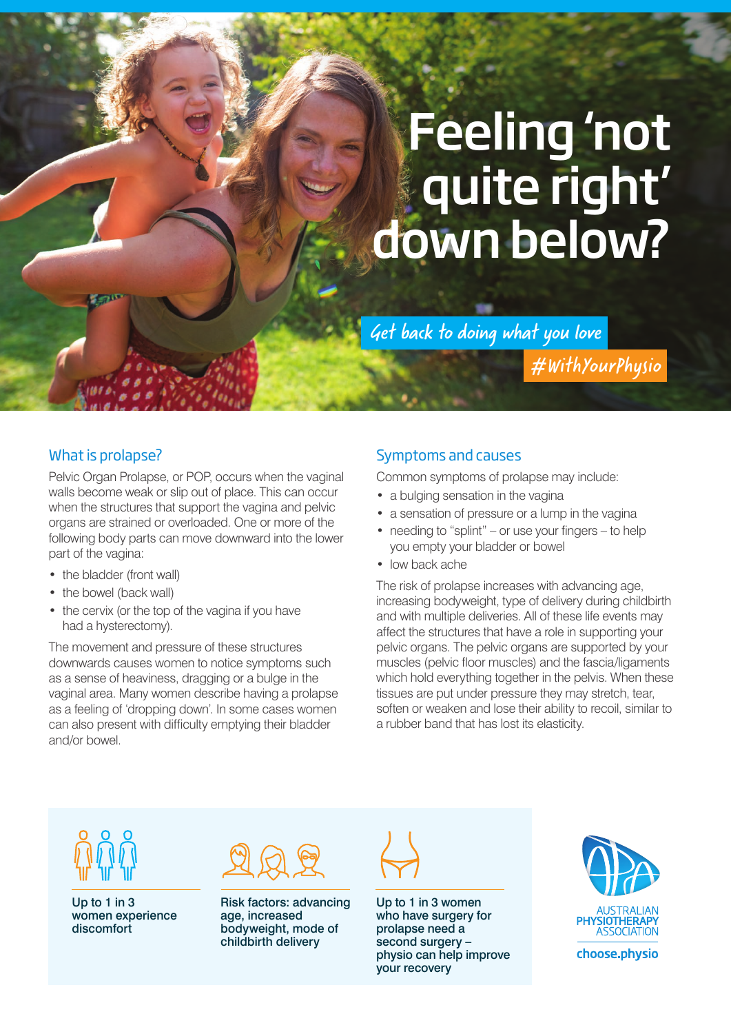# Feeling 'not quite right' down below?

*Get back to doing what you love*

*#WithYourPhysio*

## What is prolapse?

Pelvic Organ Prolapse, or POP, occurs when the vaginal walls become weak or slip out of place. This can occur when the structures that support the vagina and pelvic organs are strained or overloaded. One or more of the following body parts can move downward into the lower part of the vagina:

- the bladder (front wall)
- the bowel (back wall)
- the cervix (or the top of the vagina if you have had a hysterectomy).

The movement and pressure of these structures downwards causes women to notice symptoms such as a sense of heaviness, dragging or a bulge in the vaginal area. Many women describe having a prolapse as a feeling of 'dropping down'. In some cases women can also present with difficulty emptying their bladder and/or bowel.

## Symptoms and causes

Common symptoms of prolapse may include:

- a bulging sensation in the vagina
- a sensation of pressure or a lump in the vagina
- needing to "splint" – or use your fingers – to help you empty your bladder or bowel
- low back ache

The risk of prolapse increases with advancing age, increasing bodyweight, type of delivery during childbirth and with multiple deliveries. All of these life events may affect the structures that have a role in supporting your pelvic organs. The pelvic organs are supported by your muscles (pelvic floor muscles) and the fascia/ligaments which hold everything together in the pelvis. When these tissues are put under pressure they may stretch, tear, soften or weaken and lose their ability to recoil, similar to a rubber band that has lost its elasticity.

**Up to 1 in 3 women experience discomfort**

**Risk factors: advancing age, increased bodyweight, mode of childbirth delivery**

**Up to 1 in 3 women who have surgery for prolapse need a second surgery – physio can help improve your recovery**

AUSTRALIAN PHYSIOTHERAPY ASSOCIATION

choose.physio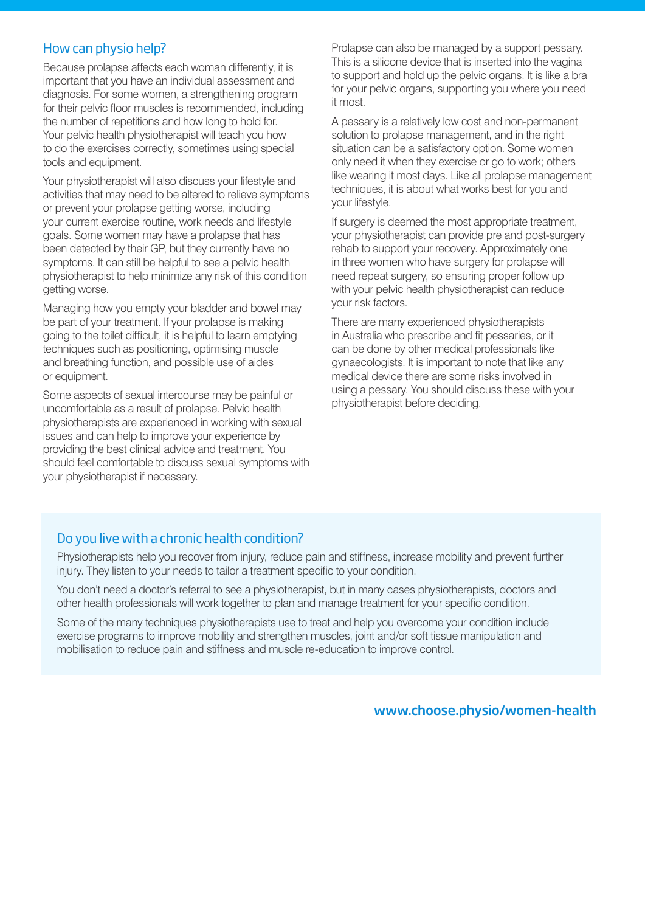## How can physio help?

Because prolapse affects each woman differently, it is important that you have an individual assessment and diagnosis. For some women, a strengthening program for their pelvic floor muscles is recommended, including the number of repetitions and how long to hold for. Your pelvic health physiotherapist will teach you how to do the exercises correctly, sometimes using special tools and equipment.

Your physiotherapist will also discuss your lifestyle and activities that may need to be altered to relieve symptoms or prevent your prolapse getting worse, including your current exercise routine, work needs and lifestyle goals. Some women may have a prolapse that has been detected by their GP, but they currently have no symptoms. It can still be helpful to see a pelvic health physiotherapist to help minimize any risk of this condition getting worse.

Managing how you empty your bladder and bowel may be part of your treatment. If your prolapse is making going to the toilet difficult, it is helpful to learn emptying techniques such as positioning, optimising muscle and breathing function, and possible use of aides or equipment.

Some aspects of sexual intercourse may be painful or uncomfortable as a result of prolapse. Pelvic health physiotherapists are experienced in working with sexual issues and can help to improve your experience by providing the best clinical advice and treatment. You should feel comfortable to discuss sexual symptoms with your physiotherapist if necessary.

Prolapse can also be managed by a support pessary. This is a silicone device that is inserted into the vagina to support and hold up the pelvic organs. It is like a bra for your pelvic organs, supporting you where you need it most.

A pessary is a relatively low cost and non-permanent solution to prolapse management, and in the right situation can be a satisfactory option. Some women only need it when they exercise or go to work; others like wearing it most days. Like all prolapse management techniques, it is about what works best for you and your lifestyle.

If surgery is deemed the most appropriate treatment, your physiotherapist can provide pre and post-surgery rehab to support your recovery. Approximately one in three women who have surgery for prolapse will need repeat surgery, so ensuring proper follow up with your pelvic health physiotherapist can reduce your risk factors.

There are many experienced physiotherapists in Australia who prescribe and fit pessaries, or it can be done by other medical professionals like gynaecologists. It is important to note that like any medical device there are some risks involved in using a pessary. You should discuss these with your physiotherapist before deciding.

## Do you live with a chronic health condition?

Physiotherapists help you recover from injury, reduce pain and stiffness, increase mobility and prevent further injury. They listen to your needs to tailor a treatment specific to your condition.

You don't need a doctor's referral to see a physiotherapist, but in many cases physiotherapists, doctors and other health professionals will work together to plan and manage treatment for your specific condition.

Some of the many techniques physiotherapists use to treat and help you overcome your condition include exercise programs to improve mobility and strengthen muscles, joint and/or soft tissue manipulation and mobilisation to reduce pain and stiffness and muscle re-education to improve control.

**www.choose.physio/women-health**